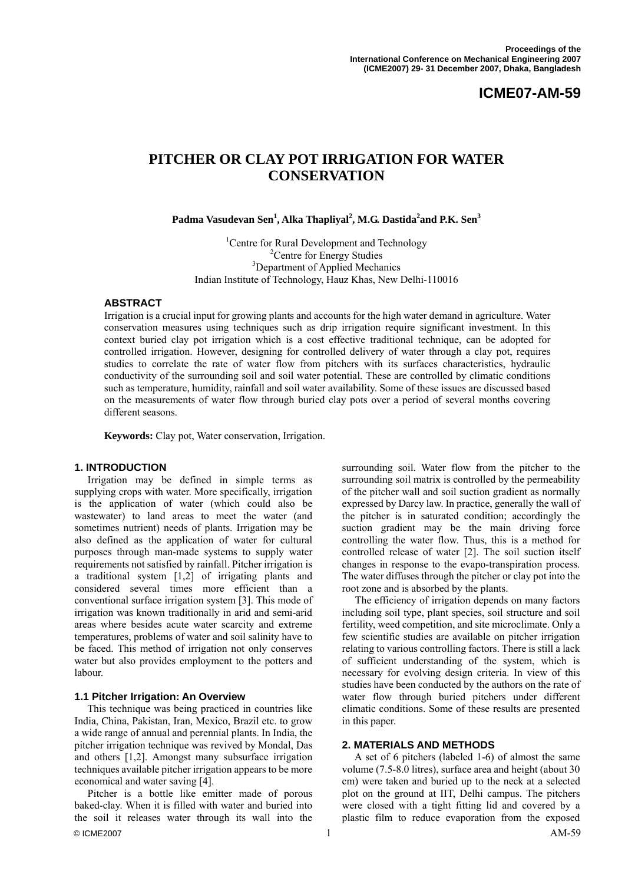# PITCHER OR CLAY POT IRRIGATION FOR WATER CONSERVATION

**Padma Vasudevan Sen[1], Alka Thapliyal[2], M.G. Dastida[2] and P.K. Sen[3]**

[1]Centre for Rural Development and Technology
[2]Centre for Energy Studies
[3]Department of Applied Mechanics
Indian Institute of Technology, Hauz Khas, New Delhi-110016

## ABSTRACT

Irrigation is a crucial input for growing plants and accounts for the high water demand in agriculture. Water conservation measures using techniques such as drip irrigation require significant investment. In this context buried clay pot irrigation which is a cost effective traditional technique, can be adopted for controlled irrigation. However, designing for controlled delivery of water through a clay pot, requires studies to correlate the rate of water flow from pitchers with its surfaces characteristics, hydraulic conductivity of the surrounding soil and soil water potential. These are controlled by climatic conditions such as temperature, humidity, rainfall and soil water availability. Some of these issues are discussed based on the measurements of water flow through buried clay pots over a period of several months covering different seasons.

**Keywords:** Clay pot, Water conservation, Irrigation.

## 1. INTRODUCTION

Irrigation may be defined in simple terms as supplying crops with water. More specifically, irrigation is the application of water (which could also be wastewater) to land areas to meet the water (and sometimes nutrient) needs of plants. Irrigation may be also defined as the application of water for cultural purposes through man-made systems to supply water requirements not satisfied by rainfall. Pitcher irrigation is a traditional system [1,2] of irrigating plants and considered several times more efficient than a conventional surface irrigation system [3]. This mode of irrigation was known traditionally in arid and semi-arid areas where besides acute water scarcity and extreme temperatures, problems of water and soil salinity have to be faced. This method of irrigation not only conserves water but also provides employment to the potters and labour.

### 1.1 Pitcher Irrigation: An Overview

This technique was being practiced in countries like India, China, Pakistan, Iran, Mexico, Brazil etc. to grow a wide range of annual and perennial plants. In India, the pitcher irrigation technique was revived by Mondal, Das and others [1,2]. Amongst many subsurface irrigation techniques available pitcher irrigation appears to be more economical and water saving [4].

Pitcher is a bottle like emitter made of porous baked-clay. When it is filled with water and buried into the soil it releases water through its wall into the surrounding soil. Water flow from the pitcher to the surrounding soil matrix is controlled by the permeability of the pitcher wall and soil suction gradient as normally expressed by Darcy law. In practice, generally the wall of the pitcher is in saturated condition; accordingly the suction gradient may be the main driving force controlling the water flow. Thus, this is a method for controlled release of water [2]. The soil suction itself changes in response to the evapo-transpiration process. The water diffuses through the pitcher or clay pot into the root zone and is absorbed by the plants.

The efficiency of irrigation depends on many factors including soil type, plant species, soil structure and soil fertility, weed competition, and site microclimate. Only a few scientific studies are available on pitcher irrigation relating to various controlling factors. There is still a lack of sufficient understanding of the system, which is necessary for evolving design criteria. In view of this studies have been conducted by the authors on the rate of water flow through buried pitchers under different climatic conditions. Some of these results are presented in this paper.

## 2. MATERIALS AND METHODS

A set of 6 pitchers (labeled 1-6) of almost the same volume (7.5-8.0 litres), surface area and height (about 30 cm) were taken and buried up to the neck at a selected plot on the ground at IIT, Delhi campus. The pitchers were closed with a tight fitting lid and covered by a plastic film to reduce evaporation from the exposed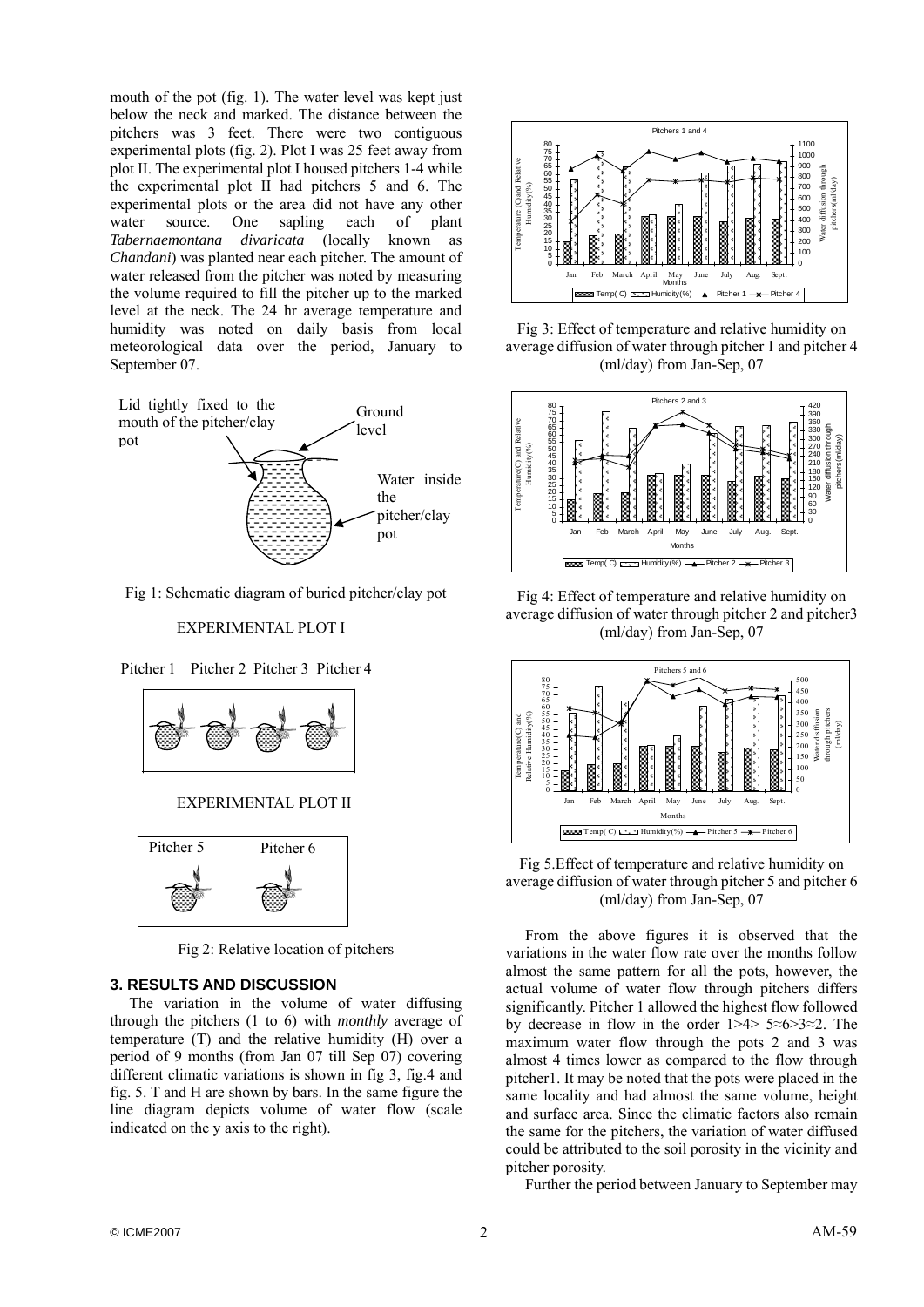mouth of the pot (fig. 1). The water level was kept just below the neck and marked. The distance between the pitchers was 3 feet. There were two contiguous experimental plots (fig. 2). Plot I was 25 feet away from plot II. The experimental plot I housed pitchers 1-4 while the experimental plot II had pitchers 5 and 6. The experimental plots or the area did not have any other water source. One sapling each of plant *Tabernaemontana divaricata* (locally known as *Chandani*) was planted near each pitcher. The amount of water released from the pitcher was noted by measuring the volume required to fill the pitcher up to the marked level at the neck. The 24 hr average temperature and humidity was noted on daily basis from local meteorological data over the period, January to September 07.

Fig 1: Schematic diagram of buried pitcher/clay pot

Fig 2: Relative location of pitchers

## 3. RESULTS AND DISCUSSION

The variation in the volume of water diffusing through the pitchers (1 to 6) with *monthly* average of temperature (T) and the relative humidity (H) over a period of 9 months (from Jan 07 till Sep 07) covering different climatic variations is shown in fig 3, fig.4 and fig. 5. T and H are shown by bars. In the same figure the line diagram depicts volume of water flow (scale indicated on the y axis to the right).

Fig 3: Effect of temperature and relative humidity on average diffusion of water through pitcher 1 and pitcher 4 (ml/day) from Jan-Sep, 07

Fig 4: Effect of temperature and relative humidity on average diffusion of water through pitcher 2 and pitcher3 (ml/day) from Jan-Sep, 07

Fig 5.Effect of temperature and relative humidity on average diffusion of water through pitcher 5 and pitcher 6 (ml/day) from Jan-Sep, 07

From the above figures it is observed that the variations in the water flow rate over the months follow almost the same pattern for all the pots, however, the actual volume of water flow through pitchers differs significantly. Pitcher 1 allowed the highest flow followed by decrease in flow in the order 1>4> 5≈6>3≈2. The maximum water flow through the pots 2 and 3 was almost 4 times lower as compared to the flow through pitcher1. It may be noted that the pots were placed in the same locality and had almost the same volume, height and surface area. Since the climatic factors also remain the same for the pitchers, the variation of water diffused could be attributed to the soil porosity in the vicinity and pitcher porosity.

Further the period between January to September may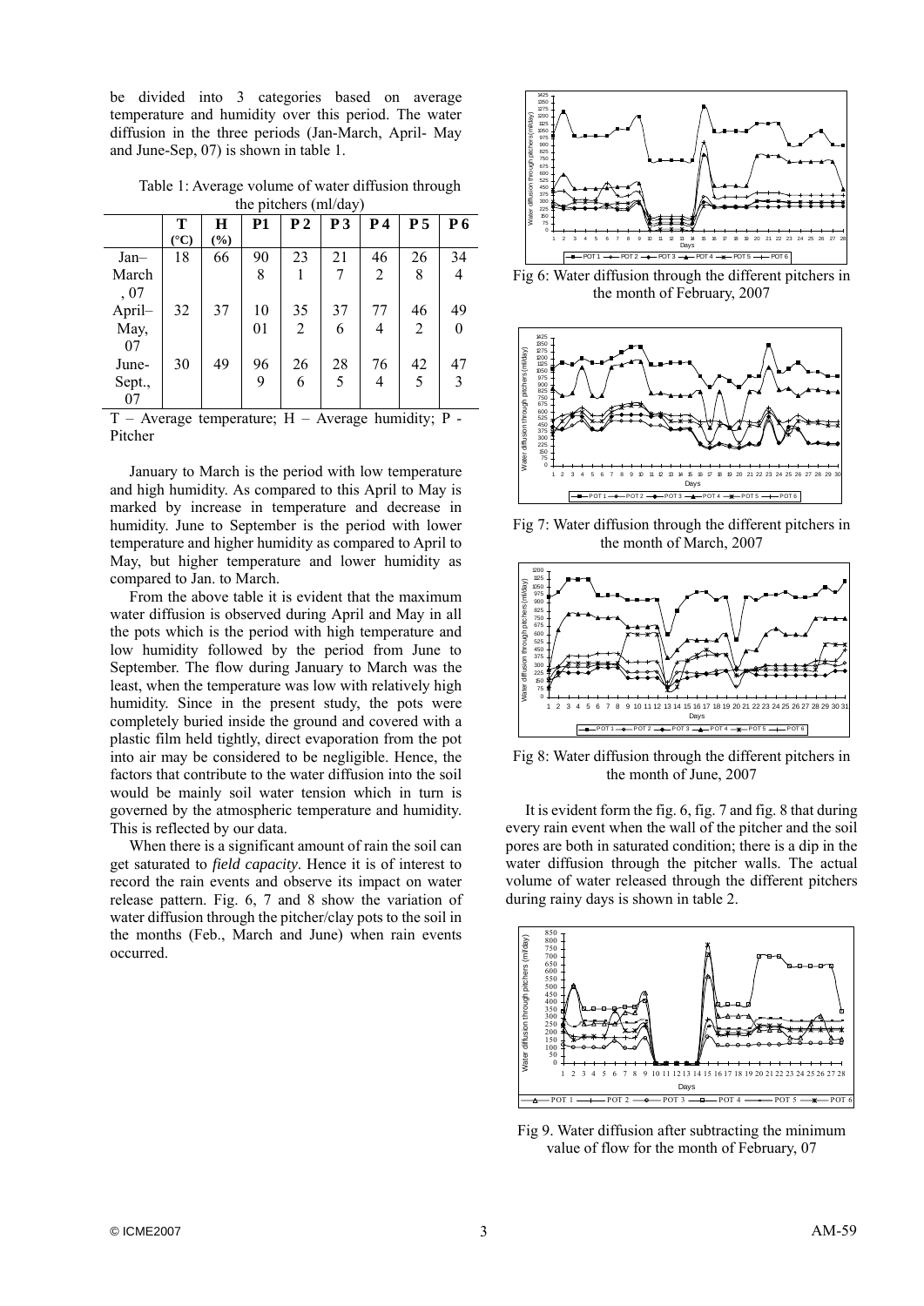be divided into 3 categories based on average temperature and humidity over this period. The water diffusion in the three periods (Jan-March, April- May and June-Sep, 07) is shown in table 1.

Table 1: Average volume of water diffusion through the pitchers (ml/day)

| | T (°C) | H (%) | P1 | P 2 | P 3 | P 4 | P 5 | P 6 |
|---|---|---|---|---|---|---|---|---|
| Jan–March, 07 | 18 | 66 | 908 | 231 | 217 | 462 | 268 | 344 |
| April–May, 07 | 32 | 37 | 1001 | 352 | 376 | 774 | 462 | 490 |
| June-Sept., 07 | 30 | 49 | 969 | 266 | 285 | 764 | 425 | 473 |

T – Average temperature; H – Average humidity; P - Pitcher

January to March is the period with low temperature and high humidity. As compared to this April to May is marked by increase in temperature and decrease in humidity. June to September is the period with lower temperature and higher humidity as compared to April to May, but higher temperature and lower humidity as compared to Jan. to March.

From the above table it is evident that the maximum water diffusion is observed during April and May in all the pots which is the period with high temperature and low humidity followed by the period from June to September. The flow during January to March was the least, when the temperature was low with relatively high humidity. Since in the present study, the pots were completely buried inside the ground and covered with a plastic film held tightly, direct evaporation from the pot into air may be considered to be negligible. Hence, the factors that contribute to the water diffusion into the soil would be mainly soil water tension which in turn is governed by the atmospheric temperature and humidity. This is reflected by our data.

When there is a significant amount of rain the soil can get saturated to *field capacity*. Hence it is of interest to record the rain events and observe its impact on water release pattern. Fig. 6, 7 and 8 show the variation of water diffusion through the pitcher/clay pots to the soil in the months (Feb., March and June) when rain events occurred.

Fig 6: Water diffusion through the different pitchers in the month of February, 2007

Fig 7: Water diffusion through the different pitchers in the month of March, 2007

Fig 8: Water diffusion through the different pitchers in the month of June, 2007

It is evident form the fig. 6, fig. 7 and fig. 8 that during every rain event when the wall of the pitcher and the soil pores are both in saturated condition; there is a dip in the water diffusion through the pitcher walls. The actual volume of water released through the different pitchers during rainy days is shown in table 2.

Fig 9. Water diffusion after subtracting the minimum value of flow for the month of February, 07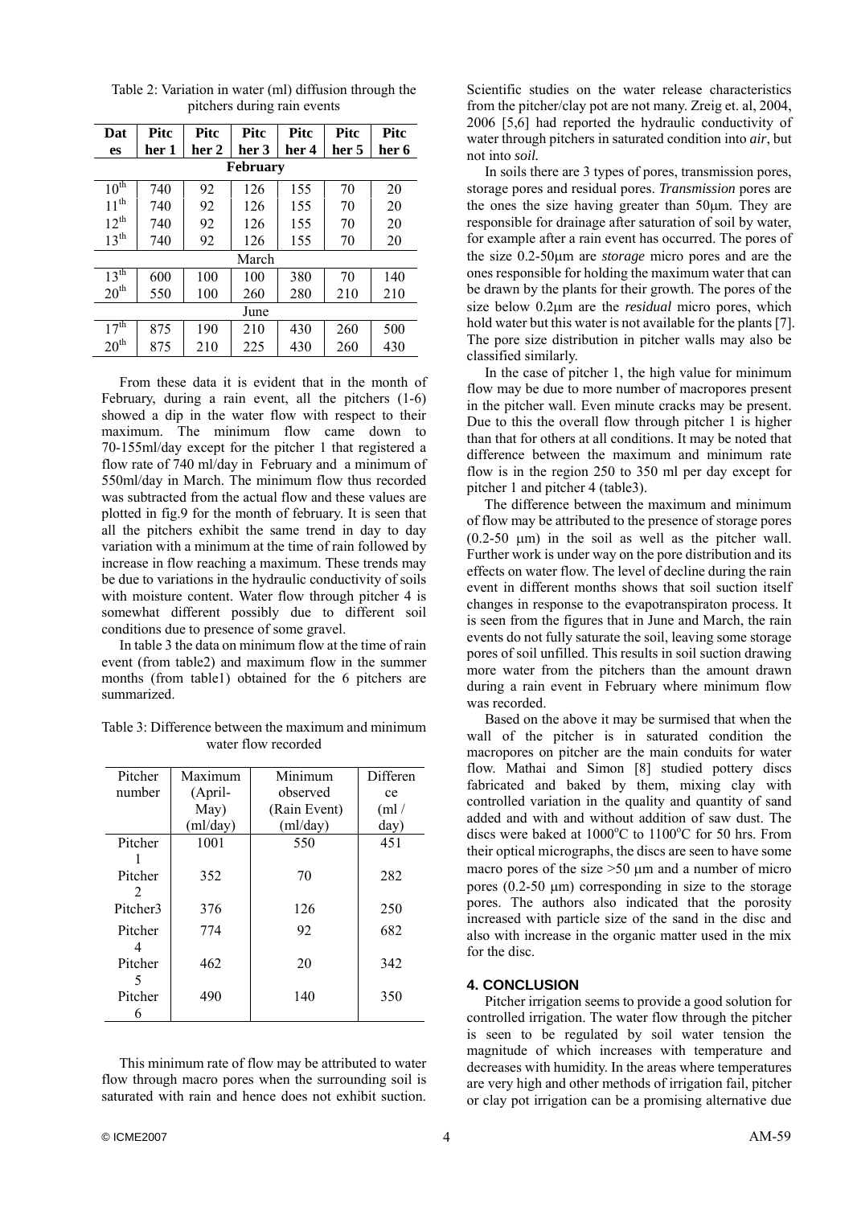Table 2: Variation in water (ml) diffusion through the pitchers during rain events

| Dates | Pitcher 1 | Pitcher 2 | Pitcher 3 | Pitcher 4 | Pitcher 5 | Pitcher 6 |
|---|---|---|---|---|---|---|
| **February** | | | | | | |
| 10th | 740 | 92 | 126 | 155 | 70 | 20 |
| 11th | 740 | 92 | 126 | 155 | 70 | 20 |
| 12th | 740 | 92 | 126 | 155 | 70 | 20 |
| 13th | 740 | 92 | 126 | 155 | 70 | 20 |
| March | | | | | | |
| 13th | 600 | 100 | 100 | 380 | 70 | 140 |
| 20th | 550 | 100 | 260 | 280 | 210 | 210 |
| June | | | | | | |
| 17th | 875 | 190 | 210 | 430 | 260 | 500 |
| 20th | 875 | 210 | 225 | 430 | 260 | 430 |

From these data it is evident that in the month of February, during a rain event, all the pitchers (1-6) showed a dip in the water flow with respect to their maximum. The minimum flow came down to 70-155ml/day except for the pitcher 1 that registered a flow rate of 740 ml/day in February and a minimum of 550ml/day in March. The minimum flow thus recorded was subtracted from the actual flow and these values are plotted in fig.9 for the month of february. It is seen that all the pitchers exhibit the same trend in day to day variation with a minimum at the time of rain followed by increase in flow reaching a maximum. These trends may be due to variations in the hydraulic conductivity of soils with moisture content. Water flow through pitcher 4 is somewhat different possibly due to different soil conditions due to presence of some gravel.

In table 3 the data on minimum flow at the time of rain event (from table2) and maximum flow in the summer months (from table1) obtained for the 6 pitchers are summarized.

Table 3: Difference between the maximum and minimum water flow recorded

| Pitcher number | Maximum (April-May) (ml/day) | Minimum observed (Rain Event) (ml/day) | Difference (ml / day) |
|---|---|---|---|
| Pitcher 1 | 1001 | 550 | 451 |
| Pitcher 2 | 352 | 70 | 282 |
| Pitcher3 | 376 | 126 | 250 |
| Pitcher 4 | 774 | 92 | 682 |
| Pitcher 5 | 462 | 20 | 342 |
| Pitcher 6 | 490 | 140 | 350 |

This minimum rate of flow may be attributed to water flow through macro pores when the surrounding soil is saturated with rain and hence does not exhibit suction. Scientific studies on the water release characteristics from the pitcher/clay pot are not many. Zreig et. al, 2004, 2006 [5,6] had reported the hydraulic conductivity of water through pitchers in saturated condition into *air*, but not into *soil.*

In soils there are 3 types of pores, transmission pores, storage pores and residual pores. *Transmission* pores are the ones the size having greater than 50μm. They are responsible for drainage after saturation of soil by water, for example after a rain event has occurred. The pores of the size 0.2-50μm are *storage* micro pores and are the ones responsible for holding the maximum water that can be drawn by the plants for their growth. The pores of the size below 0.2μm are the *residual* micro pores, which hold water but this water is not available for the plants [7]. The pore size distribution in pitcher walls may also be classified similarly.

In the case of pitcher 1, the high value for minimum flow may be due to more number of macropores present in the pitcher wall. Even minute cracks may be present. Due to this the overall flow through pitcher 1 is higher than that for others at all conditions. It may be noted that difference between the maximum and minimum rate flow is in the region 250 to 350 ml per day except for pitcher 1 and pitcher 4 (table3).

The difference between the maximum and minimum of flow may be attributed to the presence of storage pores (0.2-50 μm) in the soil as well as the pitcher wall. Further work is under way on the pore distribution and its effects on water flow. The level of decline during the rain event in different months shows that soil suction itself changes in response to the evapotranspiraton process. It is seen from the figures that in June and March, the rain events do not fully saturate the soil, leaving some storage pores of soil unfilled. This results in soil suction drawing more water from the pitchers than the amount drawn during a rain event in February where minimum flow was recorded.

Based on the above it may be surmised that when the wall of the pitcher is in saturated condition the macropores on pitcher are the main conduits for water flow. Mathai and Simon [8] studied pottery discs fabricated and baked by them, mixing clay with controlled variation in the quality and quantity of sand added and with and without addition of saw dust. The discs were baked at 1000°C to 1100°C for 50 hrs. From their optical micrographs, the discs are seen to have some macro pores of the size >50 μm and a number of micro pores (0.2-50 μm) corresponding in size to the storage pores. The authors also indicated that the porosity increased with particle size of the sand in the disc and also with increase in the organic matter used in the mix for the disc.

## 4. CONCLUSION

Pitcher irrigation seems to provide a good solution for controlled irrigation. The water flow through the pitcher is seen to be regulated by soil water tension the magnitude of which increases with temperature and decreases with humidity. In the areas where temperatures are very high and other methods of irrigation fail, pitcher or clay pot irrigation can be a promising alternative due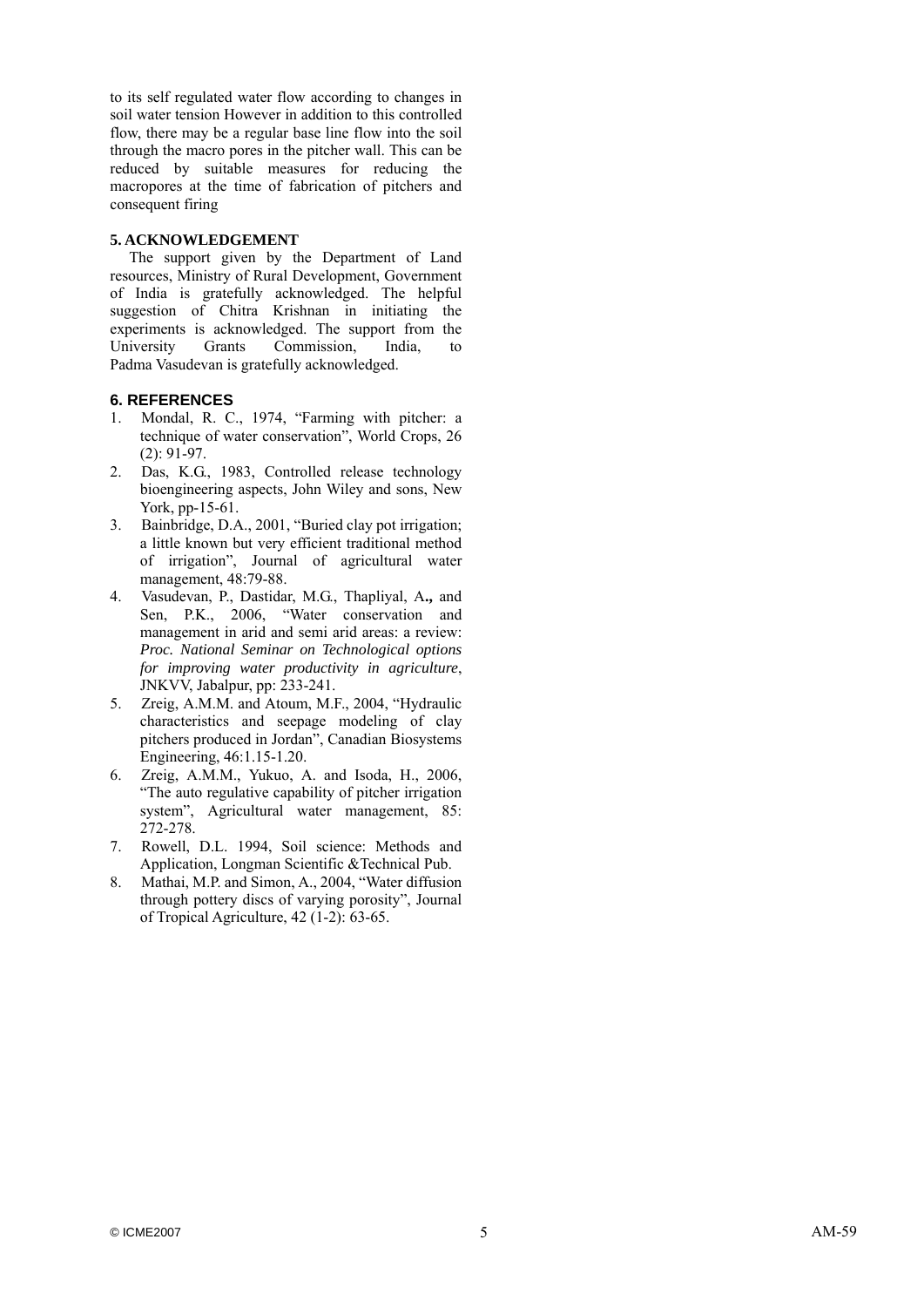to its self regulated water flow according to changes in soil water tension However in addition to this controlled flow, there may be a regular base line flow into the soil through the macro pores in the pitcher wall. This can be reduced by suitable measures for reducing the macropores at the time of fabrication of pitchers and consequent firing

### 5. ACKNOWLEDGEMENT

The support given by the Department of Land resources, Ministry of Rural Development, Government of India is gratefully acknowledged. The helpful suggestion of Chitra Krishnan in initiating the experiments is acknowledged. The support from the University Grants Commission, India, to Padma Vasudevan is gratefully acknowledged.

### 6. REFERENCES

1. Mondal, R. C., 1974, "Farming with pitcher: a technique of water conservation", World Crops, 26 (2): 91-97.
2. Das, K.G., 1983, Controlled release technology bioengineering aspects, John Wiley and sons, New York, pp-15-61.
3. Bainbridge, D.A., 2001, "Buried clay pot irrigation; a little known but very efficient traditional method of irrigation", Journal of agricultural water management, 48:79-88.
4. Vasudevan, P., Dastidar, M.G., Thapliyal, A**.,** and Sen, P.K., 2006, "Water conservation and management in arid and semi arid areas: a review: *Proc. National Seminar on Technological options for improving water productivity in agriculture*, JNKVV, Jabalpur, pp: 233-241.
5. Zreig, A.M.M. and Atoum, M.F., 2004, "Hydraulic characteristics and seepage modeling of clay pitchers produced in Jordan", Canadian Biosystems Engineering, 46:1.15-1.20.
6. Zreig, A.M.M., Yukuo, A. and Isoda, H., 2006, "The auto regulative capability of pitcher irrigation system", Agricultural water management, 85: 272-278.
7. Rowell, D.L. 1994, Soil science: Methods and Application, Longman Scientific &Technical Pub.
8. Mathai, M.P. and Simon, A., 2004, "Water diffusion through pottery discs of varying porosity", Journal of Tropical Agriculture, 42 (1-2): 63-65.